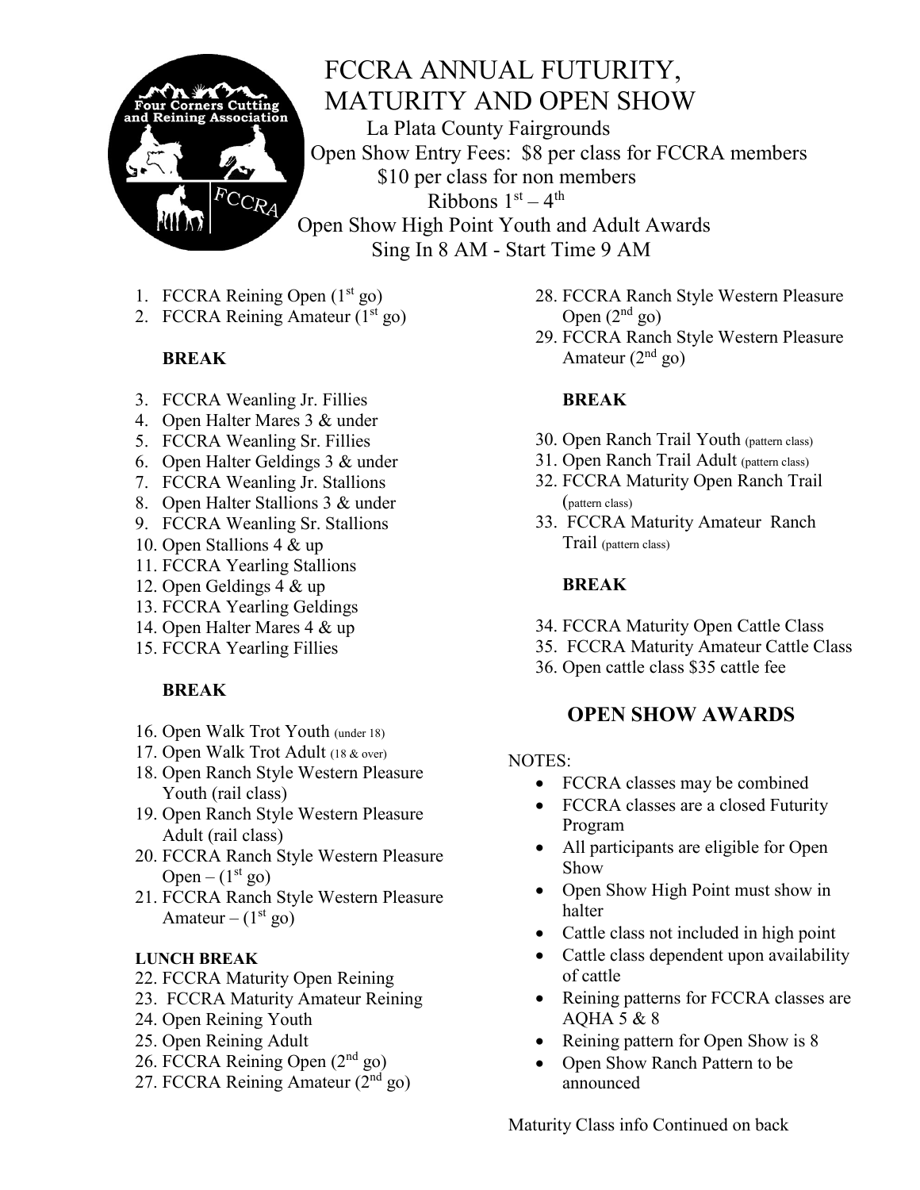# FCCRA ANNUAL FUTURITY, MATURITY AND OPEN SHOW

La Plata County Fairgrounds

Open Show Entry Fees: $8 per class for FCCRA members

$10 per class for non members

Ribbons 1st – 4th

Open Show High Point Youth and Adult Awards

Sing In 8 AM - Start Time 9 AM

1. FCCRA Reining Open (1st go)
2. FCCRA Reining Amateur (1st go)

**BREAK**

3. FCCRA Weanling Jr. Fillies
4. Open Halter Mares 3 & under
5. FCCRA Weanling Sr. Fillies
6. Open Halter Geldings 3 & under
7. FCCRA Weanling Jr. Stallions
8. Open Halter Stallions 3 & under
9. FCCRA Weanling Sr. Stallions
10. Open Stallions 4 & up
11. FCCRA Yearling Stallions
12. Open Geldings 4 & up
13. FCCRA Yearling Geldings
14. Open Halter Mares 4 & up
15. FCCRA Yearling Fillies

**BREAK**

16. Open Walk Trot Youth (under 18)
17. Open Walk Trot Adult (18 & over)
18. Open Ranch Style Western Pleasure Youth (rail class)
19. Open Ranch Style Western Pleasure Adult (rail class)
20. FCCRA Ranch Style Western Pleasure Open – (1st go)
21. FCCRA Ranch Style Western Pleasure Amateur – (1st go)

**LUNCH BREAK**

22. FCCRA Maturity Open Reining
23. FCCRA Maturity Amateur Reining
24. Open Reining Youth
25. Open Reining Adult
26. FCCRA Reining Open (2nd go)
27. FCCRA Reining Amateur (2nd go)
28. FCCRA Ranch Style Western Pleasure Open (2nd go)
29. FCCRA Ranch Style Western Pleasure Amateur (2nd go)

**BREAK**

30. Open Ranch Trail Youth (pattern class)
31. Open Ranch Trail Adult (pattern class)
32. FCCRA Maturity Open Ranch Trail (pattern class)
33. FCCRA Maturity Amateur Ranch Trail (pattern class)

**BREAK**

34. FCCRA Maturity Open Cattle Class
35. FCCRA Maturity Amateur Cattle Class
36. Open cattle class $35 cattle fee

## OPEN SHOW AWARDS

NOTES:

- FCCRA classes may be combined
- FCCRA classes are a closed Futurity Program
- All participants are eligible for Open Show
- Open Show High Point must show in halter
- Cattle class not included in high point
- Cattle class dependent upon availability of cattle
- Reining patterns for FCCRA classes are AQHA 5 & 8
- Reining pattern for Open Show is 8
- Open Show Ranch Pattern to be announced

Maturity Class info Continued on back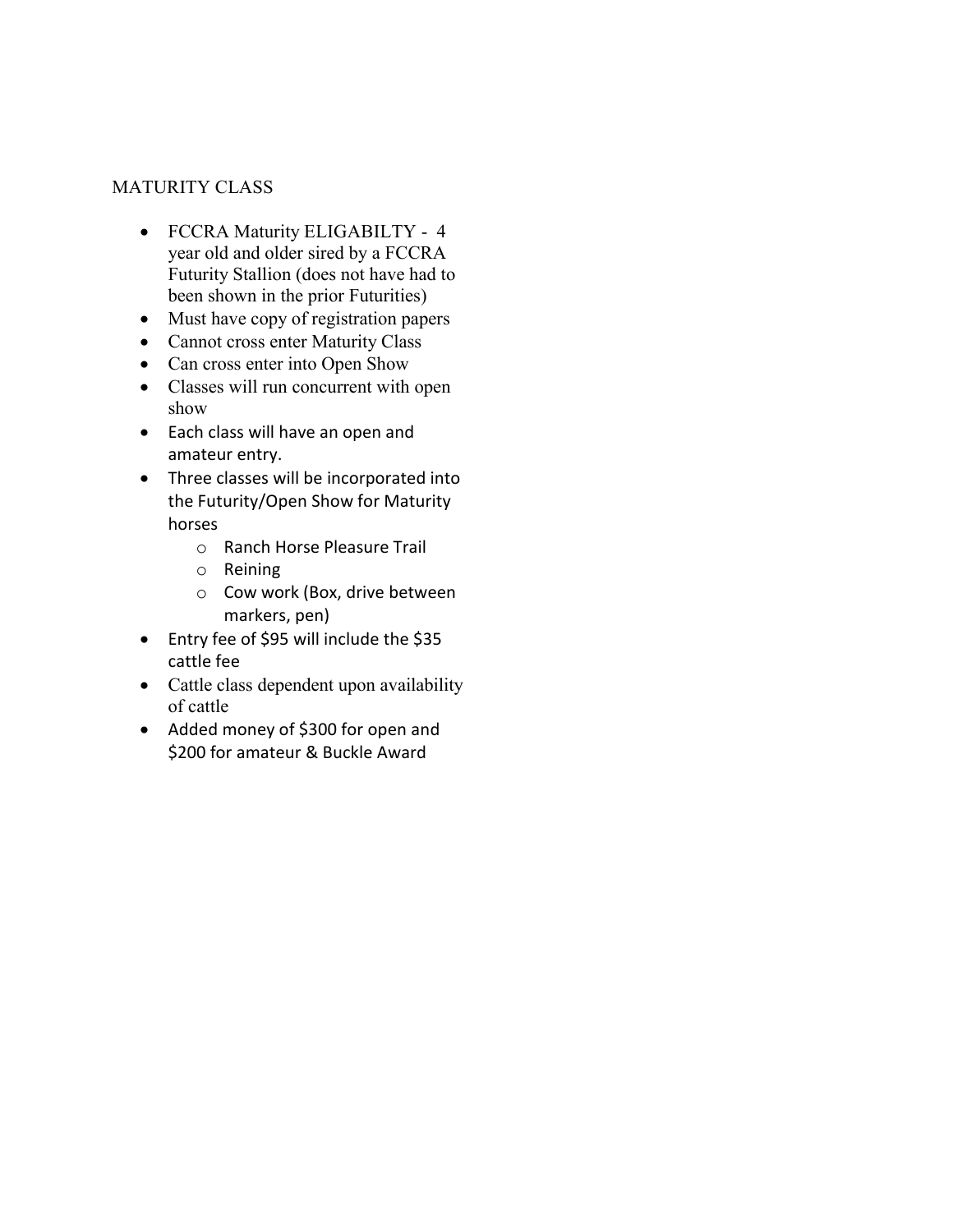MATURITY CLASS

- FCCRA Maturity ELIGABILTY - 4 year old and older sired by a FCCRA Futurity Stallion (does not have had to been shown in the prior Futurities)
- Must have copy of registration papers
- Cannot cross enter Maturity Class
- Can cross enter into Open Show
- Classes will run concurrent with open show
- Each class will have an open and amateur entry.
- Three classes will be incorporated into the Futurity/Open Show for Maturity horses
  - Ranch Horse Pleasure Trail
  - Reining
  - Cow work (Box, drive between markers, pen)
- Entry fee of $95 will include the $35 cattle fee
- Cattle class dependent upon availability of cattle
- Added money of $300 for open and $200 for amateur & Buckle Award